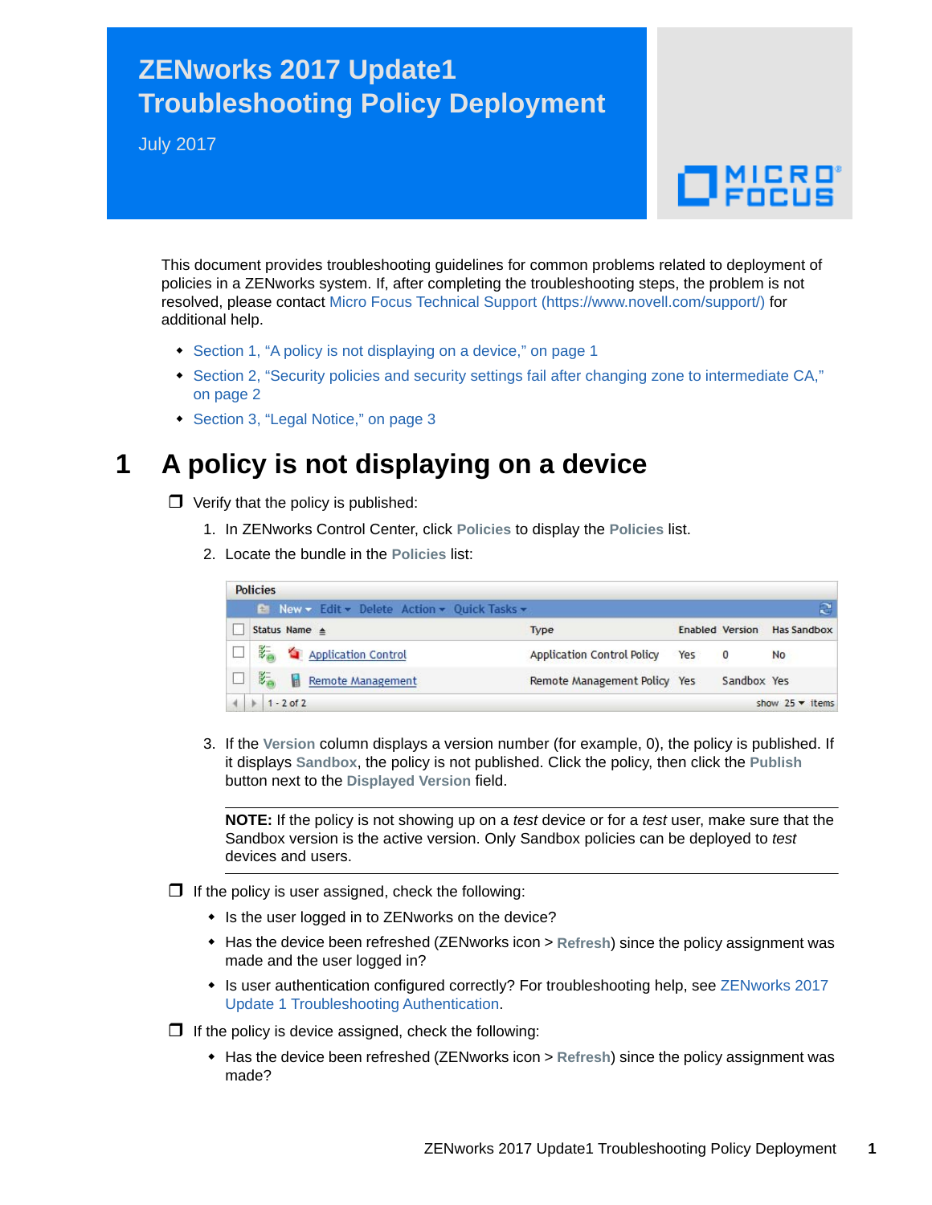# ZENworks 2017 Update1 Troubleshooting Policy Deployment

July 2017

This document provides troubleshooting guidelines for common problems related to deployment of policies in a ZENworks system. If, after completing the troubleshooting steps, the problem is not resolved, please contact Micro Focus Technical Support (https://www.novell.com/support/) for additional help.

- Section 1, "A policy is not displaying on a device," on page 1
- Section 2, "Security policies and security settings fail after changing zone to intermediate CA," on page 2
- Section 3, "Legal Notice," on page 3

## 1 A policy is not displaying on a device

- ❒ Verify that the policy is published:
  1. In ZENworks Control Center, click **Policies** to display the **Policies** list.
  2. Locate the bundle in the **Policies** list:

| Status | Name | Type | Enabled | Version | Has Sandbox |
|---|---|---|---|---|---|
| | Application Control | Application Control Policy | Yes | 0 | No |
| | Remote Management | Remote Management Policy | Yes | Sandbox | Yes |

  3. If the **Version** column displays a version number (for example, 0), the policy is published. If it displays **Sandbox**, the policy is not published. Click the policy, then click the **Publish** button next to the **Displayed Version** field.

**NOTE:** If the policy is not showing up on a *test* device or for a *test* user, make sure that the Sandbox version is the active version. Only Sandbox policies can be deployed to *test* devices and users.

- ❒ If the policy is user assigned, check the following:
  - Is the user logged in to ZENworks on the device?
  - Has the device been refreshed (ZENworks icon > **Refresh**) since the policy assignment was made and the user logged in?
  - Is user authentication configured correctly? For troubleshooting help, see ZENworks 2017 Update 1 Troubleshooting Authentication.
- ❒ If the policy is device assigned, check the following:
  - Has the device been refreshed (ZENworks icon > **Refresh**) since the policy assignment was made?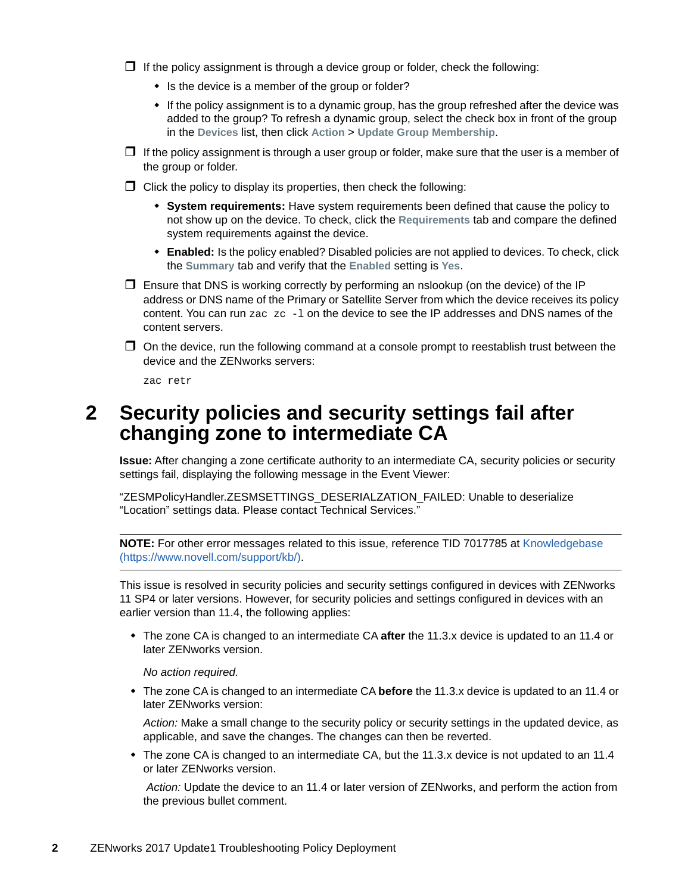- ❒ If the policy assignment is through a device group or folder, check the following:
  - Is the device is a member of the group or folder?
  - If the policy assignment is to a dynamic group, has the group refreshed after the device was added to the group? To refresh a dynamic group, select the check box in front of the group in the **Devices** list, then click **Action** > **Update Group Membership**.
- ❒ If the policy assignment is through a user group or folder, make sure that the user is a member of the group or folder.
- ❒ Click the policy to display its properties, then check the following:
  - **System requirements:** Have system requirements been defined that cause the policy to not show up on the device. To check, click the **Requirements** tab and compare the defined system requirements against the device.
  - **Enabled:** Is the policy enabled? Disabled policies are not applied to devices. To check, click the **Summary** tab and verify that the **Enabled** setting is **Yes**.
- ❒ Ensure that DNS is working correctly by performing an nslookup (on the device) of the IP address or DNS name of the Primary or Satellite Server from which the device receives its policy content. You can run `zac zc -l` on the device to see the IP addresses and DNS names of the content servers.
- ❒ On the device, run the following command at a console prompt to reestablish trust between the device and the ZENworks servers:

  ```
  zac retr
  ```

# 2 Security policies and security settings fail after changing zone to intermediate CA

**Issue:** After changing a zone certificate authority to an intermediate CA, security policies or security settings fail, displaying the following message in the Event Viewer:

"ZESMPolicyHandler.ZESMSETTINGS_DESERIALZATION_FAILED: Unable to deserialize "Location" settings data. Please contact Technical Services."

---

**NOTE:** For other error messages related to this issue, reference TID 7017785 at Knowledgebase (https://www.novell.com/support/kb/).

---

This issue is resolved in security policies and security settings configured in devices with ZENworks 11 SP4 or later versions. However, for security policies and settings configured in devices with an earlier version than 11.4, the following applies:

- The zone CA is changed to an intermediate CA **after** the 11.3.x device is updated to an 11.4 or later ZENworks version.

  *No action required.*

- The zone CA is changed to an intermediate CA **before** the 11.3.x device is updated to an 11.4 or later ZENworks version:

  *Action:* Make a small change to the security policy or security settings in the updated device, as applicable, and save the changes. The changes can then be reverted.

- The zone CA is changed to an intermediate CA, but the 11.3.x device is not updated to an 11.4 or later ZENworks version.

  *Action:* Update the device to an 11.4 or later version of ZENworks, and perform the action from the previous bullet comment.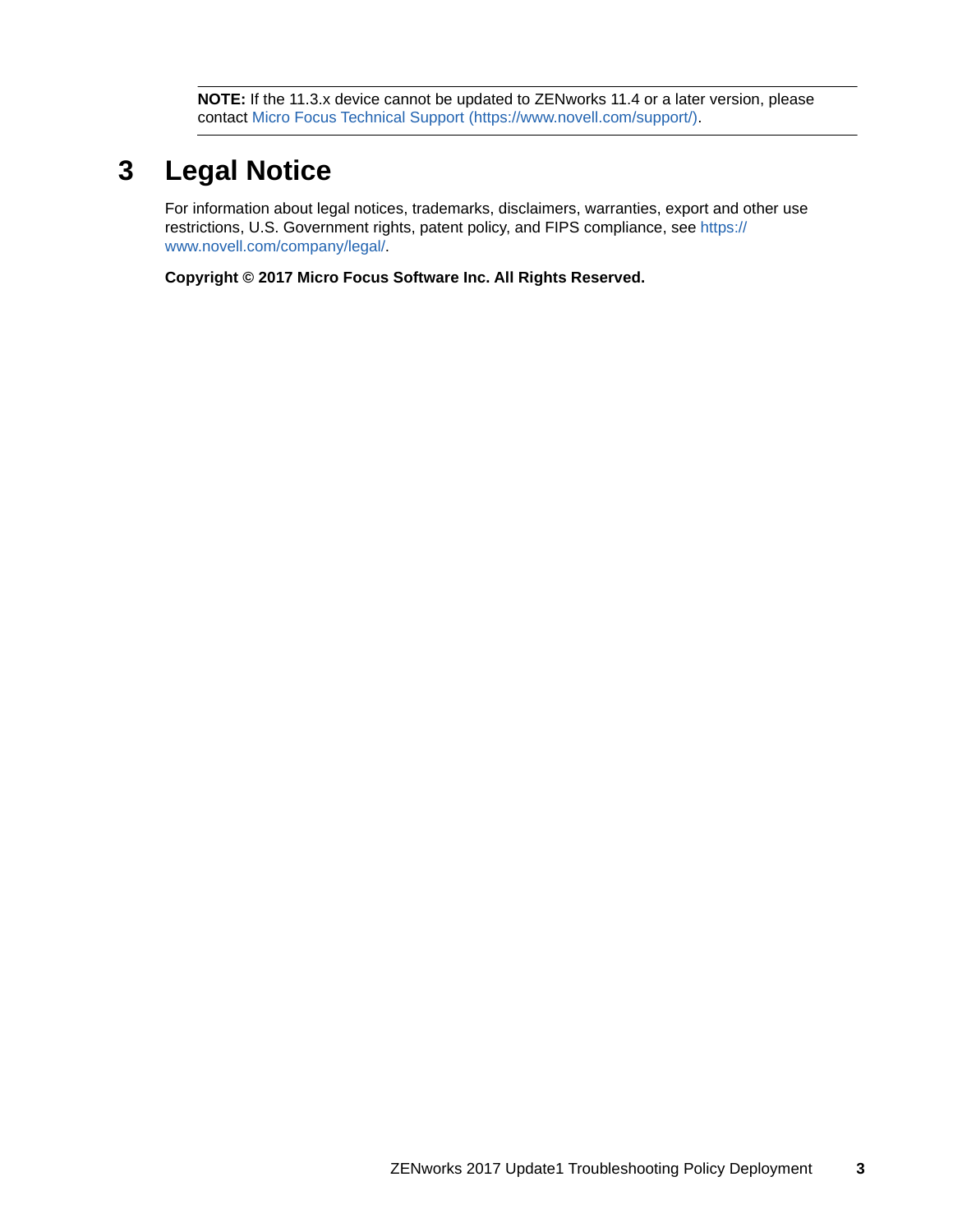**NOTE:** If the 11.3.x device cannot be updated to ZENworks 11.4 or a later version, please contact Micro Focus Technical Support (https://www.novell.com/support/).

# 3 Legal Notice

For information about legal notices, trademarks, disclaimers, warranties, export and other use restrictions, U.S. Government rights, patent policy, and FIPS compliance, see https://www.novell.com/company/legal/.

**Copyright © 2017 Micro Focus Software Inc. All Rights Reserved.**